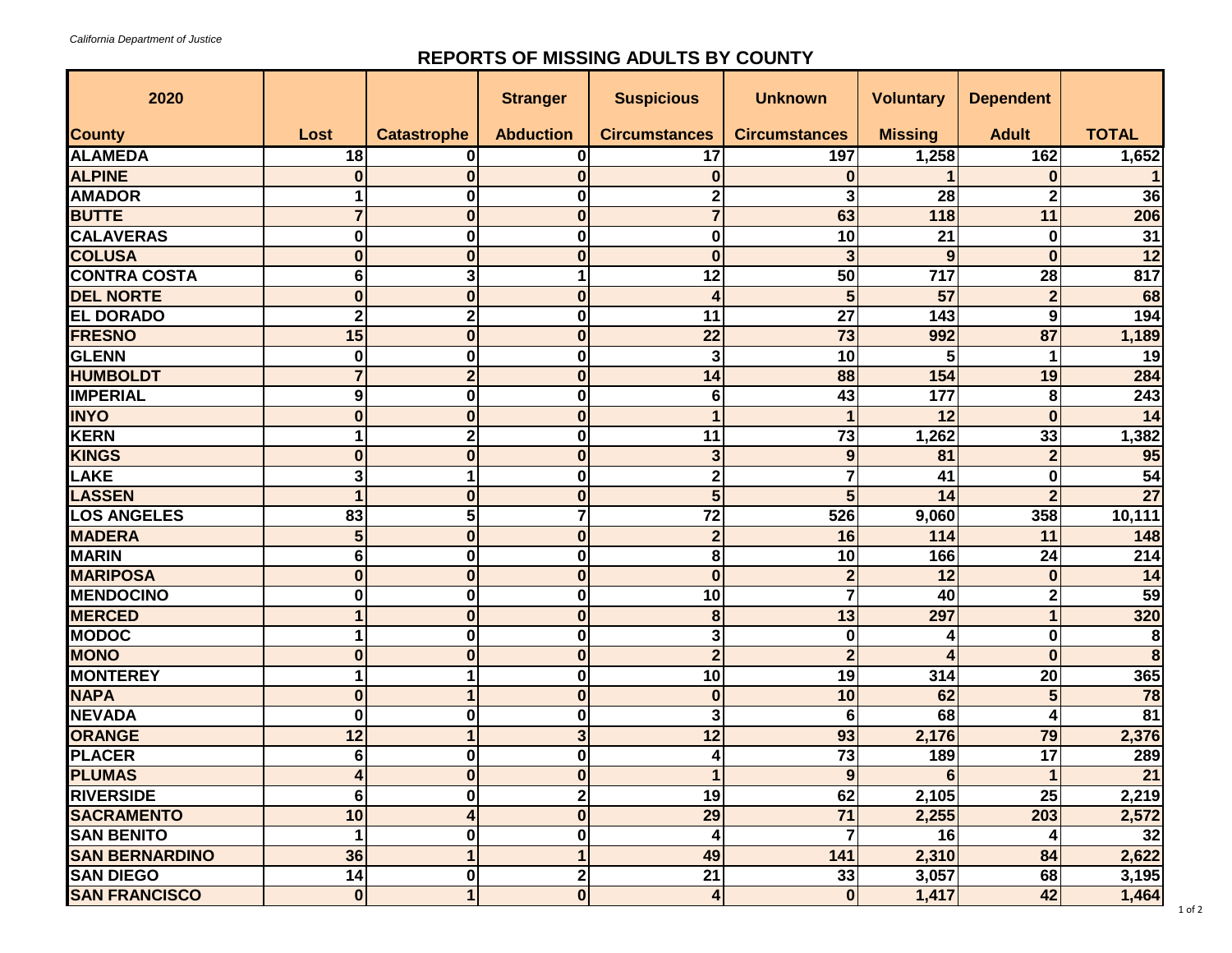*California Department of Justice*

# REPORTS OF MISSING ADULTS BY COUNTY

| 2020 County | Lost | Catastrophe | Stranger Abduction | Suspicious Circumstances | Unknown Circumstances | Voluntary Missing | Dependent Adult | TOTAL |
|---|---|---|---|---|---|---|---|---|
| ALAMEDA | 18 | 0 | 0 | 17 | 197 | 1,258 | 162 | 1,652 |
| ALPINE | 0 | 0 | 0 | 0 | 0 | 1 | 0 | 1 |
| AMADOR | 1 | 0 | 0 | 2 | 3 | 28 | 2 | 36 |
| BUTTE | 7 | 0 | 0 | 7 | 63 | 118 | 11 | 206 |
| CALAVERAS | 0 | 0 | 0 | 0 | 10 | 21 | 0 | 31 |
| COLUSA | 0 | 0 | 0 | 0 | 3 | 9 | 0 | 12 |
| CONTRA COSTA | 6 | 3 | 1 | 12 | 50 | 717 | 28 | 817 |
| DEL NORTE | 0 | 0 | 0 | 4 | 5 | 57 | 2 | 68 |
| EL DORADO | 2 | 2 | 0 | 11 | 27 | 143 | 9 | 194 |
| FRESNO | 15 | 0 | 0 | 22 | 73 | 992 | 87 | 1,189 |
| GLENN | 0 | 0 | 0 | 3 | 10 | 5 | 1 | 19 |
| HUMBOLDT | 7 | 2 | 0 | 14 | 88 | 154 | 19 | 284 |
| IMPERIAL | 9 | 0 | 0 | 6 | 43 | 177 | 8 | 243 |
| INYO | 0 | 0 | 0 | 1 | 1 | 12 | 0 | 14 |
| KERN | 1 | 2 | 0 | 11 | 73 | 1,262 | 33 | 1,382 |
| KINGS | 0 | 0 | 0 | 3 | 9 | 81 | 2 | 95 |
| LAKE | 3 | 1 | 0 | 2 | 7 | 41 | 0 | 54 |
| LASSEN | 1 | 0 | 0 | 5 | 5 | 14 | 2 | 27 |
| LOS ANGELES | 83 | 5 | 7 | 72 | 526 | 9,060 | 358 | 10,111 |
| MADERA | 5 | 0 | 0 | 2 | 16 | 114 | 11 | 148 |
| MARIN | 6 | 0 | 0 | 8 | 10 | 166 | 24 | 214 |
| MARIPOSA | 0 | 0 | 0 | 0 | 2 | 12 | 0 | 14 |
| MENDOCINO | 0 | 0 | 0 | 10 | 7 | 40 | 2 | 59 |
| MERCED | 1 | 0 | 0 | 8 | 13 | 297 | 1 | 320 |
| MODOC | 1 | 0 | 0 | 3 | 0 | 4 | 0 | 8 |
| MONO | 0 | 0 | 0 | 2 | 2 | 4 | 0 | 8 |
| MONTEREY | 1 | 1 | 0 | 10 | 19 | 314 | 20 | 365 |
| NAPA | 0 | 1 | 0 | 0 | 10 | 62 | 5 | 78 |
| NEVADA | 0 | 0 | 0 | 3 | 6 | 68 | 4 | 81 |
| ORANGE | 12 | 1 | 3 | 12 | 93 | 2,176 | 79 | 2,376 |
| PLACER | 6 | 0 | 0 | 4 | 73 | 189 | 17 | 289 |
| PLUMAS | 4 | 0 | 0 | 1 | 9 | 6 | 1 | 21 |
| RIVERSIDE | 6 | 0 | 2 | 19 | 62 | 2,105 | 25 | 2,219 |
| SACRAMENTO | 10 | 4 | 0 | 29 | 71 | 2,255 | 203 | 2,572 |
| SAN BENITO | 1 | 0 | 0 | 4 | 7 | 16 | 4 | 32 |
| SAN BERNARDINO | 36 | 1 | 1 | 49 | 141 | 2,310 | 84 | 2,622 |
| SAN DIEGO | 14 | 0 | 2 | 21 | 33 | 3,057 | 68 | 3,195 |
| SAN FRANCISCO | 0 | 1 | 0 | 4 | 0 | 1,417 | 42 | 1,464 |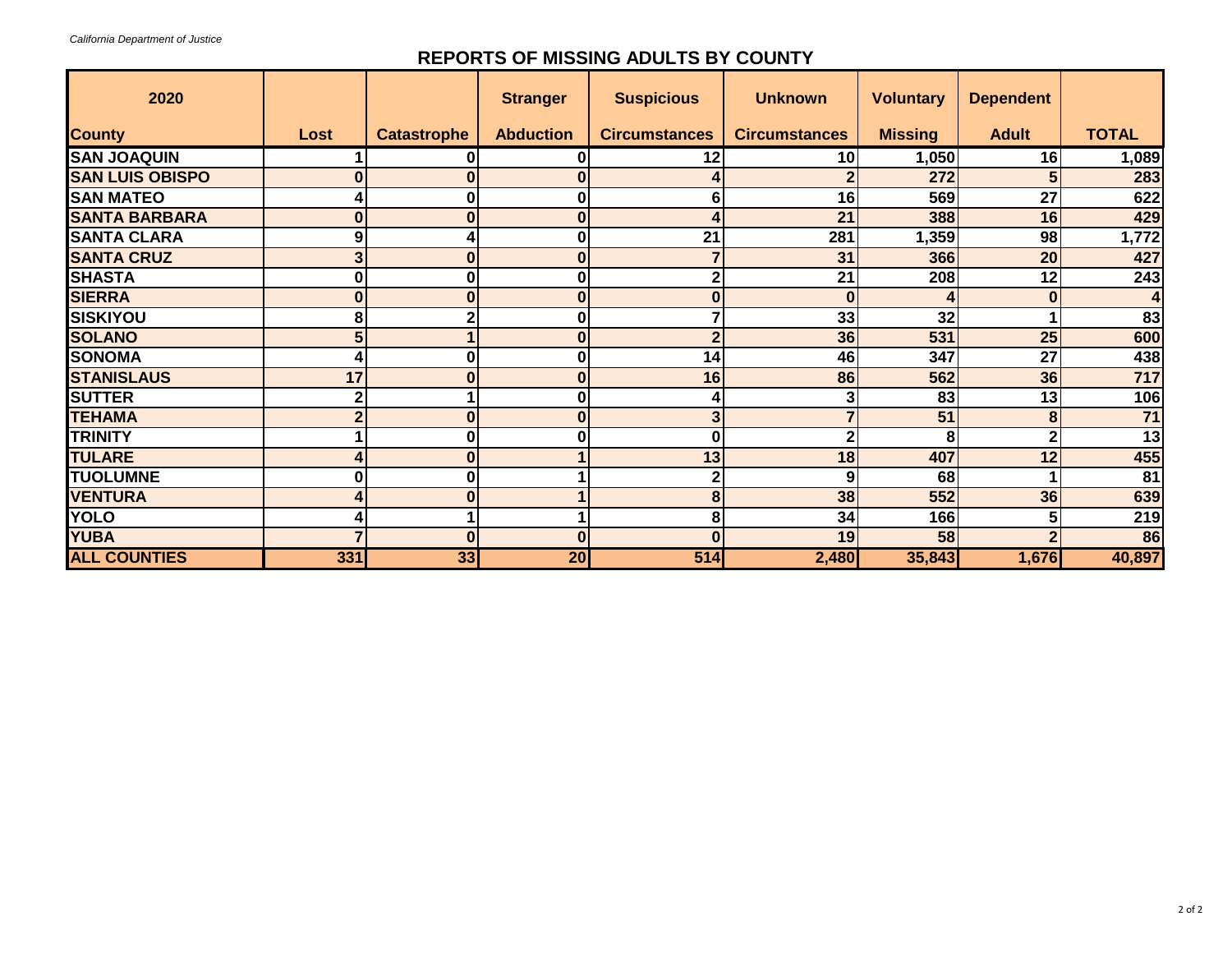*California Department of Justice*

## REPORTS OF MISSING ADULTS BY COUNTY

| 2020 County | Lost | Catastrophe | Stranger Abduction | Suspicious Circumstances | Unknown Circumstances | Voluntary Missing | Dependent Adult | TOTAL |
|---|---|---|---|---|---|---|---|---|
| SAN JOAQUIN | 1 | 0 | 0 | 12 | 10 | 1,050 | 16 | 1,089 |
| SAN LUIS OBISPO | 0 | 0 | 0 | 4 | 2 | 272 | 5 | 283 |
| SAN MATEO | 4 | 0 | 0 | 6 | 16 | 569 | 27 | 622 |
| SANTA BARBARA | 0 | 0 | 0 | 4 | 21 | 388 | 16 | 429 |
| SANTA CLARA | 9 | 4 | 0 | 21 | 281 | 1,359 | 98 | 1,772 |
| SANTA CRUZ | 3 | 0 | 0 | 7 | 31 | 366 | 20 | 427 |
| SHASTA | 0 | 0 | 0 | 2 | 21 | 208 | 12 | 243 |
| SIERRA | 0 | 0 | 0 | 0 | 0 | 4 | 0 | 4 |
| SISKIYOU | 8 | 2 | 0 | 7 | 33 | 32 | 1 | 83 |
| SOLANO | 5 | 1 | 0 | 2 | 36 | 531 | 25 | 600 |
| SONOMA | 4 | 0 | 0 | 14 | 46 | 347 | 27 | 438 |
| STANISLAUS | 17 | 0 | 0 | 16 | 86 | 562 | 36 | 717 |
| SUTTER | 2 | 1 | 0 | 4 | 3 | 83 | 13 | 106 |
| TEHAMA | 2 | 0 | 0 | 3 | 7 | 51 | 8 | 71 |
| TRINITY | 1 | 0 | 0 | 0 | 2 | 8 | 2 | 13 |
| TULARE | 4 | 0 | 1 | 13 | 18 | 407 | 12 | 455 |
| TUOLUMNE | 0 | 0 | 1 | 2 | 9 | 68 | 1 | 81 |
| VENTURA | 4 | 0 | 1 | 8 | 38 | 552 | 36 | 639 |
| YOLO | 4 | 1 | 1 | 8 | 34 | 166 | 5 | 219 |
| YUBA | 7 | 0 | 0 | 0 | 19 | 58 | 2 | 86 |
| ALL COUNTIES | 331 | 33 | 20 | 514 | 2,480 | 35,843 | 1,676 | 40,897 |